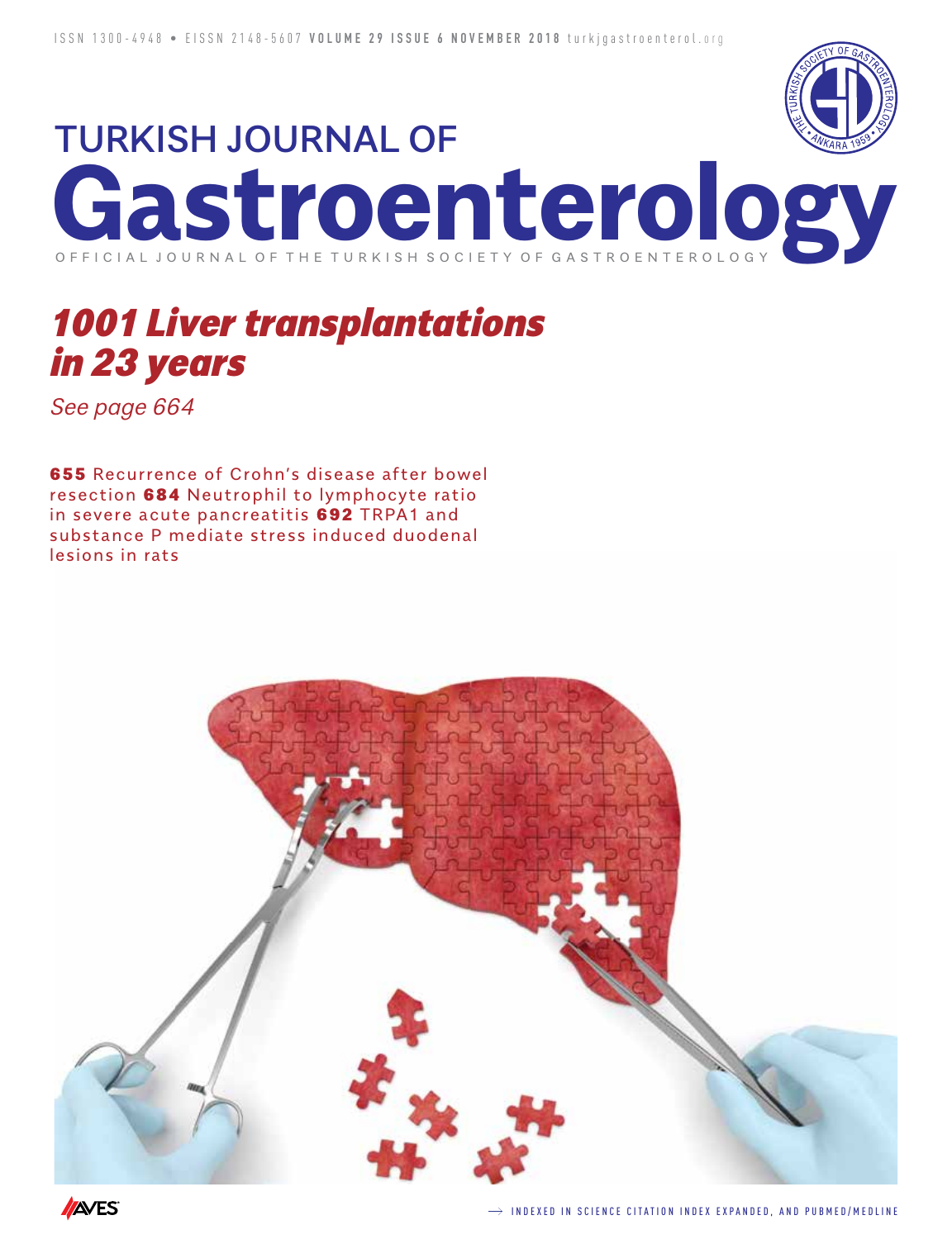ISSN 1300-4948 • EISSN 2148-5607 **VOLUME 29 ISSUE 6 NOVEMBER 2018** turkjgastroenterol.org

# TURKISH JOURNAL OF Gastroenterology

OFFICIAL JOURNAL OF THE TURKISH SOCIETY OF GASTROENTEROLOGY

## *1001 Liver transplantations in 23 years*

*See page 664*

**655** Recurrence of Crohn's disease after bowel resection **684** Neutrophil to lymphocyte ratio in severe acute pancreatitis **692** TRPA1 and substance P mediate stress induced duodenal lesions in rats

→ INDEXED IN SCIENCE CITATION INDEX EXPANDED, AND PUBMED/MEDLINE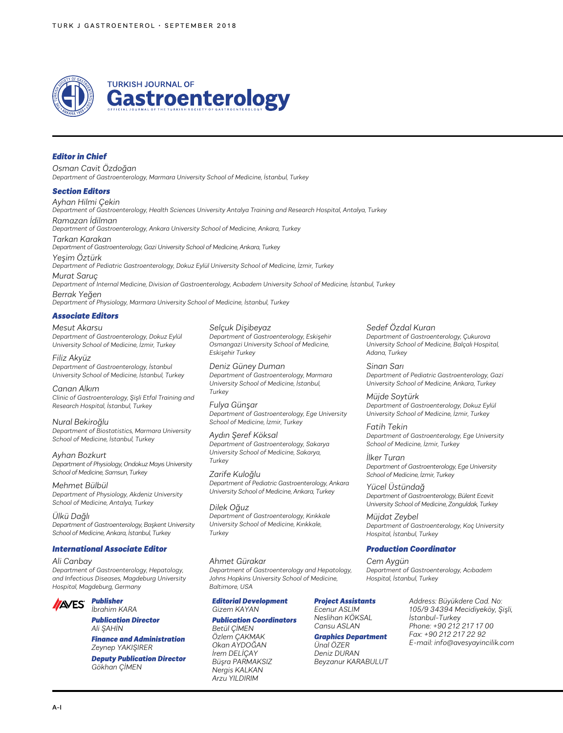# TURKISH JOURNAL OF Gastroenterology

OFFICIAL JOURNAL OF THE TURKISH SOCIETY OF GASTROENTEROLOGY

## *Editor in Chief*

Osman Cavit Özdoğan
*Department of Gastroenterology, Marmara University School of Medicine, İstanbul, Turkey*

## *Section Editors*

Ayhan Hilmi Çekin
*Department of Gastroenterology, Health Sciences University Antalya Training and Research Hospital, Antalya, Turkey*

Ramazan İdilman
*Department of Gastroenterology, Ankara University School of Medicine, Ankara, Turkey*

Tarkan Karakan
*Department of Gastroenterology, Gazi University School of Medicine, Ankara, Turkey*

Yeşim Öztürk
*Department of Pediatric Gastroenterology, Dokuz Eylül University School of Medicine, İzmir, Turkey*

Murat Saruç
*Department of Internal Medicine, Division of Gastroenterology, Acıbadem University School of Medicine, İstanbul, Turkey*

Berrak Yeğen
*Department of Physiology, Marmara University School of Medicine, İstanbul, Turkey*

## *Associate Editors*

Mesut Akarsu
*Department of Gastroenterology, Dokuz Eylül University School of Medicine, İzmir, Turkey*

Filiz Akyüz
*Department of Gastroenterology, İstanbul University School of Medicine, İstanbul, Turkey*

Canan Alkım
*Clinic of Gastroenterology, Şişli Etfal Training and Research Hospital, İstanbul, Turkey*

Nural Bekiroğlu
*Department of Biostatistics, Marmara University School of Medicine, İstanbul, Turkey*

Ayhan Bozkurt
*Department of Physiology, Ondokuz Mayıs University School of Medicine, Samsun, Turkey*

Mehmet Bülbül
*Department of Physiology, Akdeniz University School of Medicine, Antalya, Turkey*

Ülkü Dağlı
*Department of Gastroenterology, Başkent University School of Medicine, Ankara, İstanbul, Turkey*

Selçuk Dişibeyaz
*Department of Gastroenterology, Eskişehir Osmangazi University School of Medicine, Eskişehir Turkey*

Deniz Güney Duman
*Department of Gastroenterology, Marmara University School of Medicine, İstanbul, Turkey*

Fulya Günşar
*Department of Gastroenterology, Ege University School of Medicine, İzmir, Turkey*

Aydın Şeref Köksal
*Department of Gastroenterology, Sakarya University School of Medicine, Sakarya, Turkey*

Zarife Kuloğlu
*Department of Pediatric Gastroenterology, Ankara University School of Medicine, Ankara, Turkey*

Dilek Oğuz
*Department of Gastroenterology, Kırıkkale University School of Medicine, Kırıkkale, Turkey*

Sedef Özdal Kuran
*Department of Gastroenterology, Çukurova University School of Medicine, Balçalı Hospital, Adana, Turkey*

Sinan Sarı
*Department of Pediatric Gastroenterology, Gazi University School of Medicine, Ankara, Turkey*

Müjde Soytürk
*Department of Gastroenterology, Dokuz Eylül University School of Medicine, İzmir, Turkey*

Fatih Tekin
*Department of Gastroenterology, Ege University School of Medicine, İzmir, Turkey*

İlker Turan
*Department of Gastroenterology, Ege University School of Medicine, İzmir, Turkey*

Yücel Üstündağ
*Department of Gastroenterology, Bülent Ecevit University School of Medicine, Zonguldak, Turkey*

Müjdat Zeybel
*Department of Gastroenterology, Koç University Hospital, İstanbul, Turkey*

## *International Associate Editor*

Ali Canbay
*Department of Gastroenterology, Hepatology, and Infectious Diseases, Magdeburg University Hospital, Magdeburg, Germany*

Ahmet Gürakar
*Department of Gastroenterology and Hepatology, Johns Hopkins University School of Medicine, Baltimore, USA*

## *Production Coordinator*

Cem Aygün
*Department of Gastroenterology, Acıbadem Hospital, İstanbul, Turkey*

AVES

***Publisher***
İbrahim KARA

***Publication Director***
Ali ŞAHİN

***Finance and Administration***
Zeynep YAKIŞIRER

***Deputy Publication Director***
Gökhan ÇİMEN

***Editorial Development***
Gizem KAYAN

***Publication Coordinators***
Betül ÇİMEN
Özlem ÇAKMAK
Okan AYDOĞAN
İrem DELİÇAY
Büşra PARMAKSIZ
Nergis KALKAN
Arzu YILDIRIM

***Project Assistants***
Ecenur ASLIM
Neslihan KÖKSAL
Cansu ASLAN

***Graphics Department***
Ünal ÖZER
Deniz DURAN
Beyzanur KARABULUT

*Address: Büyükdere Cad. No: 105/9 34394 Mecidiyeköy, Şişli, İstanbul-Turkey*
*Phone: +90 212 217 17 00*
*Fax: +90 212 217 22 92*
*E-mail: info@avesyayincilik.com*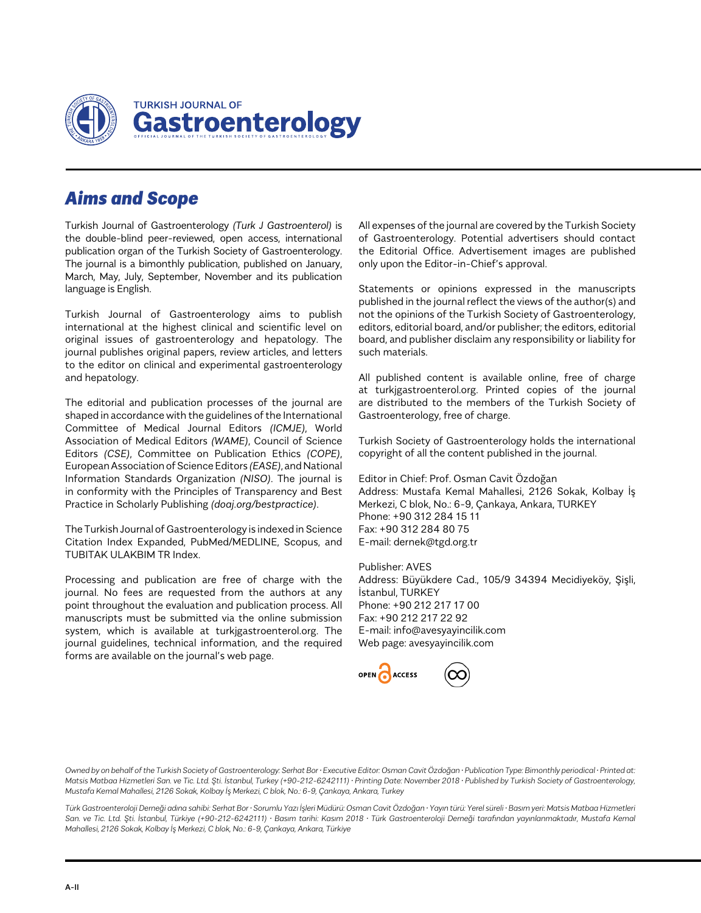# Aims and Scope

Turkish Journal of Gastroenterology *(Turk J Gastroenterol)* is the double-blind peer-reviewed, open access, international publication organ of the Turkish Society of Gastroenterology. The journal is a bimonthly publication, published on January, March, May, July, September, November and its publication language is English.

Turkish Journal of Gastroenterology aims to publish international at the highest clinical and scientific level on original issues of gastroenterology and hepatology. The journal publishes original papers, review articles, and letters to the editor on clinical and experimental gastroenterology and hepatology.

The editorial and publication processes of the journal are shaped in accordance with the guidelines of the International Committee of Medical Journal Editors *(ICMJE)*, World Association of Medical Editors *(WAME)*, Council of Science Editors *(CSE)*, Committee on Publication Ethics *(COPE)*, European Association of Science Editors *(EASE)*, and National Information Standards Organization *(NISO)*. The journal is in conformity with the Principles of Transparency and Best Practice in Scholarly Publishing *(doaj.org/bestpractice)*.

The Turkish Journal of Gastroenterology is indexed in Science Citation Index Expanded, PubMed/MEDLINE, Scopus, and TUBITAK ULAKBIM TR Index.

Processing and publication are free of charge with the journal. No fees are requested from the authors at any point throughout the evaluation and publication process. All manuscripts must be submitted via the online submission system, which is available at turkjgastroenterol.org. The journal guidelines, technical information, and the required forms are available on the journal's web page.

All expenses of the journal are covered by the Turkish Society of Gastroenterology. Potential advertisers should contact the Editorial Office. Advertisement images are published only upon the Editor-in-Chief's approval.

Statements or opinions expressed in the manuscripts published in the journal reflect the views of the author(s) and not the opinions of the Turkish Society of Gastroenterology, editors, editorial board, and/or publisher; the editors, editorial board, and publisher disclaim any responsibility or liability for such materials.

All published content is available online, free of charge at turkjgastroenterol.org. Printed copies of the journal are distributed to the members of the Turkish Society of Gastroenterology, free of charge.

Turkish Society of Gastroenterology holds the international copyright of all the content published in the journal.

Editor in Chief: Prof. Osman Cavit Özdoğan
Address: Mustafa Kemal Mahallesi, 2126 Sokak, Kolbay İş Merkezi, C blok, No.: 6-9, Çankaya, Ankara, TURKEY
Phone: +90 312 284 15 11
Fax: +90 312 284 80 75
E-mail: dernek@tgd.org.tr

Publisher: AVES
Address: Büyükdere Cad., 105/9 34394 Mecidiyeköy, Şişli, İstanbul, TURKEY
Phone: +90 212 217 17 00
Fax: +90 212 217 22 92
E-mail: info@avesyayincilik.com
Web page: avesyayincilik.com

*Owned by on behalf of the Turkish Society of Gastroenterology: Serhat Bor · Executive Editor: Osman Cavit Özdoğan · Publication Type: Bimonthly periodical · Printed at: Matsis Matbaa Hizmetleri San. ve Tic. Ltd. Şti. İstanbul, Turkey (+90-212-6242111) · Printing Date: November 2018 · Published by Turkish Society of Gastroenterology, Mustafa Kemal Mahallesi, 2126 Sokak, Kolbay İş Merkezi, C blok, No.: 6-9, Çankaya, Ankara, Turkey*

*Türk Gastroenteroloji Derneği adına sahibi: Serhat Bor · Sorumlu Yazı İşleri Müdürü: Osman Cavit Özdoğan · Yayın türü: Yerel süreli · Basım yeri: Matsis Matbaa Hizmetleri San. ve Tic. Ltd. Şti. İstanbul, Türkiye (+90-212-6242111) · Basım tarihi: Kasım 2018 · Türk Gastroenteroloji Derneği tarafından yayınlanmaktadır, Mustafa Kemal Mahallesi, 2126 Sokak, Kolbay İş Merkezi, C blok, No.: 6-9, Çankaya, Ankara, Türkiye*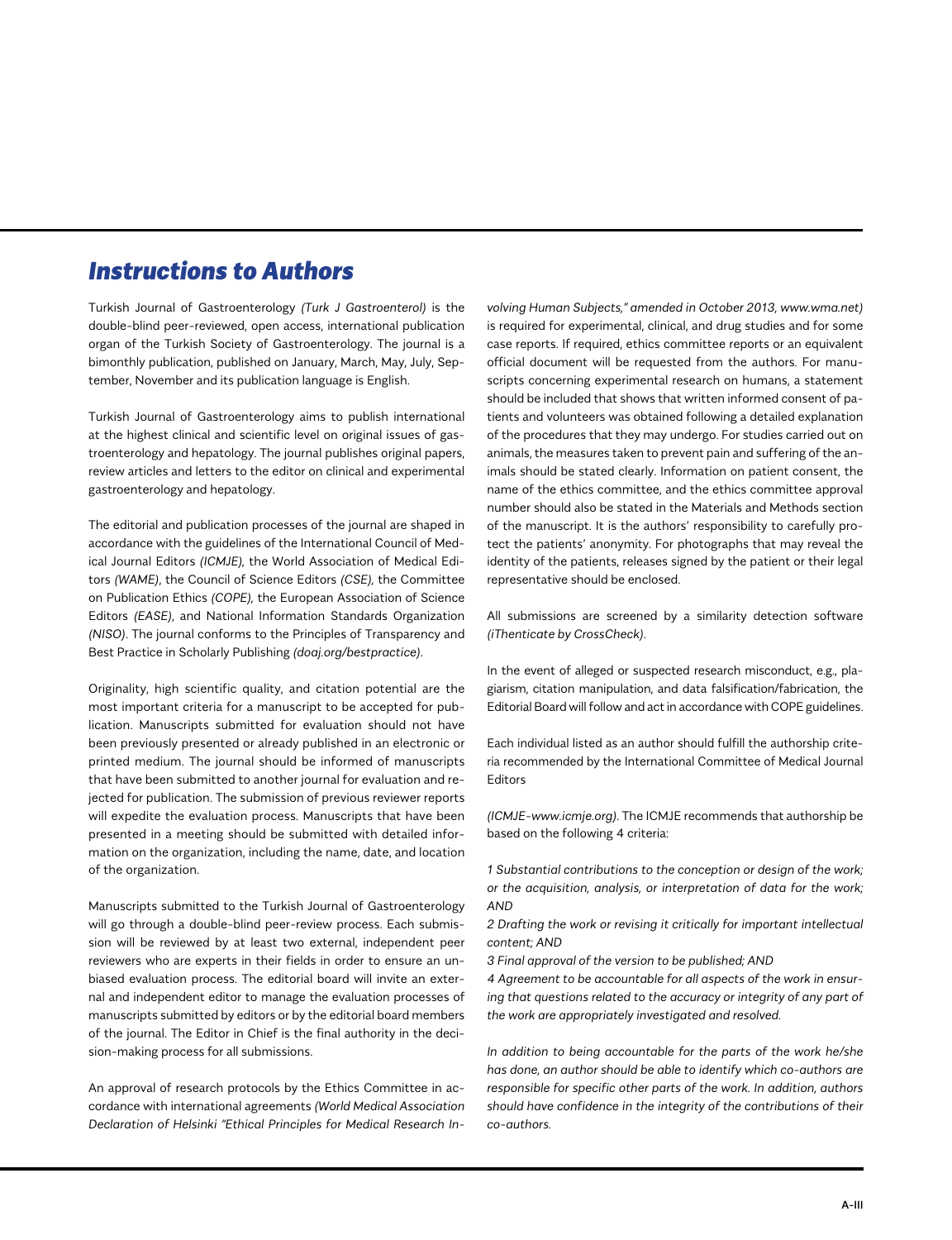# Instructions to Authors

Turkish Journal of Gastroenterology *(Turk J Gastroenterol)* is the double-blind peer-reviewed, open access, international publication organ of the Turkish Society of Gastroenterology. The journal is a bimonthly publication, published on January, March, May, July, September, November and its publication language is English.

Turkish Journal of Gastroenterology aims to publish international at the highest clinical and scientific level on original issues of gastroenterology and hepatology. The journal publishes original papers, review articles and letters to the editor on clinical and experimental gastroenterology and hepatology.

The editorial and publication processes of the journal are shaped in accordance with the guidelines of the International Council of Medical Journal Editors *(ICMJE)*, the World Association of Medical Editors *(WAME)*, the Council of Science Editors *(CSE)*, the Committee on Publication Ethics *(COPE)*, the European Association of Science Editors *(EASE)*, and National Information Standards Organization *(NISO)*. The journal conforms to the Principles of Transparency and Best Practice in Scholarly Publishing *(doaj.org/bestpractice)*.

Originality, high scientific quality, and citation potential are the most important criteria for a manuscript to be accepted for publication. Manuscripts submitted for evaluation should not have been previously presented or already published in an electronic or printed medium. The journal should be informed of manuscripts that have been submitted to another journal for evaluation and rejected for publication. The submission of previous reviewer reports will expedite the evaluation process. Manuscripts that have been presented in a meeting should be submitted with detailed information on the organization, including the name, date, and location of the organization.

Manuscripts submitted to the Turkish Journal of Gastroenterology will go through a double-blind peer-review process. Each submission will be reviewed by at least two external, independent peer reviewers who are experts in their fields in order to ensure an unbiased evaluation process. The editorial board will invite an external and independent editor to manage the evaluation processes of manuscripts submitted by editors or by the editorial board members of the journal. The Editor in Chief is the final authority in the decision-making process for all submissions.

An approval of research protocols by the Ethics Committee in accordance with international agreements *(World Medical Association Declaration of Helsinki "Ethical Principles for Medical Research Involving Human Subjects," amended in October 2013, www.wma.net)* is required for experimental, clinical, and drug studies and for some case reports. If required, ethics committee reports or an equivalent official document will be requested from the authors. For manuscripts concerning experimental research on humans, a statement should be included that shows that written informed consent of patients and volunteers was obtained following a detailed explanation of the procedures that they may undergo. For studies carried out on animals, the measures taken to prevent pain and suffering of the animals should be stated clearly. Information on patient consent, the name of the ethics committee, and the ethics committee approval number should also be stated in the Materials and Methods section of the manuscript. It is the authors' responsibility to carefully protect the patients' anonymity. For photographs that may reveal the identity of the patients, releases signed by the patient or their legal representative should be enclosed.

All submissions are screened by a similarity detection software *(iThenticate by CrossCheck)*.

In the event of alleged or suspected research misconduct, e.g., plagiarism, citation manipulation, and data falsification/fabrication, the Editorial Board will follow and act in accordance with COPE guidelines.

Each individual listed as an author should fulfill the authorship criteria recommended by the International Committee of Medical Journal Editors

*(ICMJE-www.icmje.org)*. The ICMJE recommends that authorship be based on the following 4 criteria:

*1 Substantial contributions to the conception or design of the work; or the acquisition, analysis, or interpretation of data for the work; AND*

*2 Drafting the work or revising it critically for important intellectual content; AND*

*3 Final approval of the version to be published; AND*

*4 Agreement to be accountable for all aspects of the work in ensuring that questions related to the accuracy or integrity of any part of the work are appropriately investigated and resolved.*

*In addition to being accountable for the parts of the work he/she has done, an author should be able to identify which co-authors are responsible for specific other parts of the work. In addition, authors should have confidence in the integrity of the contributions of their co-authors.*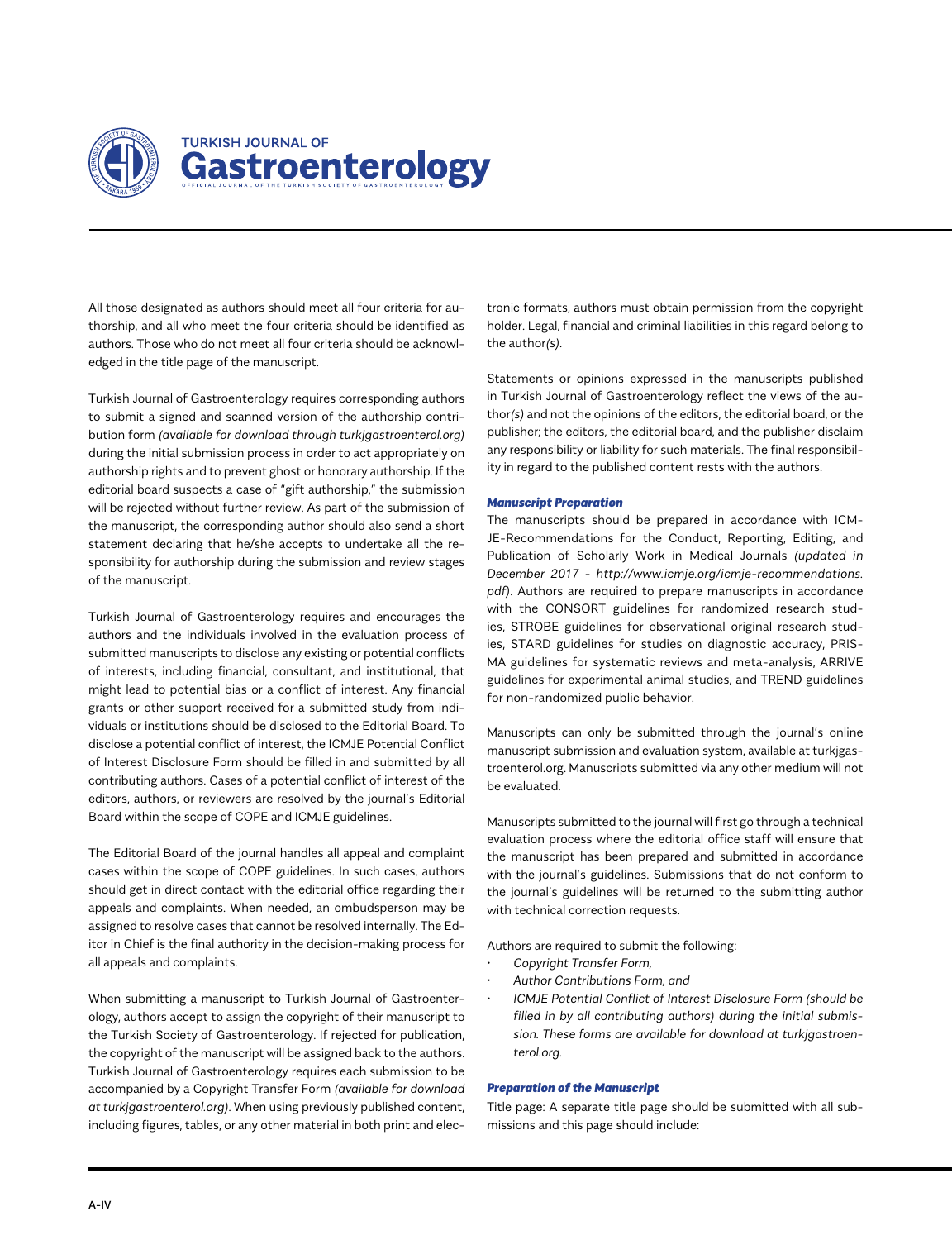All those designated as authors should meet all four criteria for authorship, and all who meet the four criteria should be identified as authors. Those who do not meet all four criteria should be acknowledged in the title page of the manuscript.

Turkish Journal of Gastroenterology requires corresponding authors to submit a signed and scanned version of the authorship contribution form *(available for download through turkjgastroenterol.org)* during the initial submission process in order to act appropriately on authorship rights and to prevent ghost or honorary authorship. If the editorial board suspects a case of "gift authorship," the submission will be rejected without further review. As part of the submission of the manuscript, the corresponding author should also send a short statement declaring that he/she accepts to undertake all the responsibility for authorship during the submission and review stages of the manuscript.

Turkish Journal of Gastroenterology requires and encourages the authors and the individuals involved in the evaluation process of submitted manuscripts to disclose any existing or potential conflicts of interests, including financial, consultant, and institutional, that might lead to potential bias or a conflict of interest. Any financial grants or other support received for a submitted study from individuals or institutions should be disclosed to the Editorial Board. To disclose a potential conflict of interest, the ICMJE Potential Conflict of Interest Disclosure Form should be filled in and submitted by all contributing authors. Cases of a potential conflict of interest of the editors, authors, or reviewers are resolved by the journal's Editorial Board within the scope of COPE and ICMJE guidelines.

The Editorial Board of the journal handles all appeal and complaint cases within the scope of COPE guidelines. In such cases, authors should get in direct contact with the editorial office regarding their appeals and complaints. When needed, an ombudsperson may be assigned to resolve cases that cannot be resolved internally. The Editor in Chief is the final authority in the decision-making process for all appeals and complaints.

When submitting a manuscript to Turkish Journal of Gastroenterology, authors accept to assign the copyright of their manuscript to the Turkish Society of Gastroenterology. If rejected for publication, the copyright of the manuscript will be assigned back to the authors. Turkish Journal of Gastroenterology requires each submission to be accompanied by a Copyright Transfer Form *(available for download at turkjgastroenterol.org)*. When using previously published content, including figures, tables, or any other material in both print and electronic formats, authors must obtain permission from the copyright holder. Legal, financial and criminal liabilities in this regard belong to the author*(s)*.

Statements or opinions expressed in the manuscripts published in Turkish Journal of Gastroenterology reflect the views of the author*(s)* and not the opinions of the editors, the editorial board, or the publisher; the editors, the editorial board, and the publisher disclaim any responsibility or liability for such materials. The final responsibility in regard to the published content rests with the authors.

***Manuscript Preparation***

The manuscripts should be prepared in accordance with ICMJE-Recommendations for the Conduct, Reporting, Editing, and Publication of Scholarly Work in Medical Journals *(updated in December 2017 - http://www.icmje.org/icmje-recommendations.pdf)*. Authors are required to prepare manuscripts in accordance with the CONSORT guidelines for randomized research studies, STROBE guidelines for observational original research studies, STARD guidelines for studies on diagnostic accuracy, PRISMA guidelines for systematic reviews and meta-analysis, ARRIVE guidelines for experimental animal studies, and TREND guidelines for non-randomized public behavior.

Manuscripts can only be submitted through the journal's online manuscript submission and evaluation system, available at turkjgastroenterol.org. Manuscripts submitted via any other medium will not be evaluated.

Manuscripts submitted to the journal will first go through a technical evaluation process where the editorial office staff will ensure that the manuscript has been prepared and submitted in accordance with the journal's guidelines. Submissions that do not conform to the journal's guidelines will be returned to the submitting author with technical correction requests.

Authors are required to submit the following:

- *Copyright Transfer Form,*
- *Author Contributions Form, and*
- *ICMJE Potential Conflict of Interest Disclosure Form (should be filled in by all contributing authors) during the initial submission. These forms are available for download at turkjgastroenterol.org.*

***Preparation of the Manuscript***

Title page: A separate title page should be submitted with all submissions and this page should include: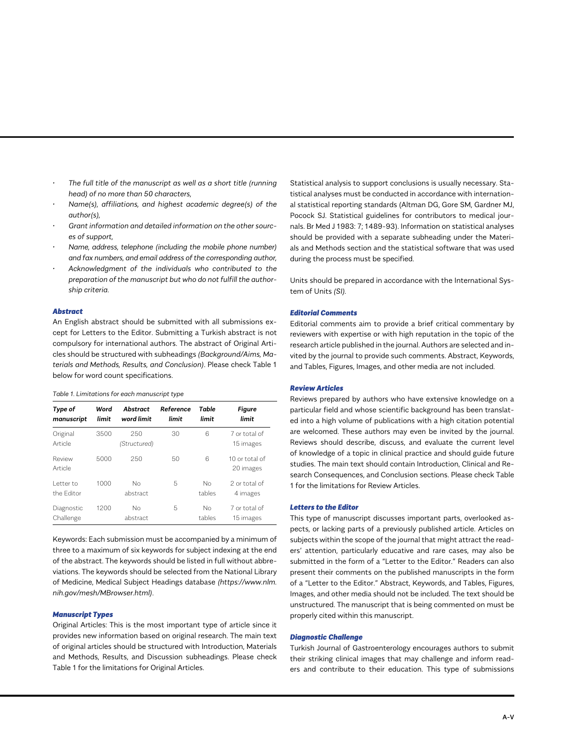- *The full title of the manuscript as well as a short title (running head) of no more than 50 characters,*
- *Name(s), affiliations, and highest academic degree(s) of the author(s),*
- *Grant information and detailed information on the other sources of support,*
- *Name, address, telephone (including the mobile phone number) and fax numbers, and email address of the corresponding author,*
- *Acknowledgment of the individuals who contributed to the preparation of the manuscript but who do not fulfill the authorship criteria.*

### Abstract

An English abstract should be submitted with all submissions except for Letters to the Editor. Submitting a Turkish abstract is not compulsory for international authors. The abstract of Original Articles should be structured with subheadings *(Background/Aims, Materials and Methods, Results, and Conclusion)*. Please check Table 1 below for word count specifications.

*Table 1. Limitations for each manuscript type*

| *Type of manuscript* | *Word limit* | *Abstract word limit* | *Reference limit* | *Table limit* | *Figure limit* |
|---|---|---|---|---|---|
| Original Article | 3500 | 250 *(Structured)* | 30 | 6 | 7 or total of 15 images |
| Review Article | 5000 | 250 | 50 | 6 | 10 or total of 20 images |
| Letter to the Editor | 1000 | No abstract | 5 | No tables | 2 or total of 4 images |
| Diagnostic Challenge | 1200 | No abstract | 5 | No tables | 7 or total of 15 images |

Keywords: Each submission must be accompanied by a minimum of three to a maximum of six keywords for subject indexing at the end of the abstract. The keywords should be listed in full without abbreviations. The keywords should be selected from the National Library of Medicine, Medical Subject Headings database *(https://www.nlm.nih.gov/mesh/MBrowser.html)*.

### Manuscript Types

Original Articles: This is the most important type of article since it provides new information based on original research. The main text of original articles should be structured with Introduction, Materials and Methods, Results, and Discussion subheadings. Please check Table 1 for the limitations for Original Articles.

Statistical analysis to support conclusions is usually necessary. Statistical analyses must be conducted in accordance with international statistical reporting standards (Altman DG, Gore SM, Gardner MJ, Pocock SJ. Statistical guidelines for contributors to medical journals. Br Med J 1983: 7; 1489-93). Information on statistical analyses should be provided with a separate subheading under the Materials and Methods section and the statistical software that was used during the process must be specified.

Units should be prepared in accordance with the International System of Units *(SI)*.

### Editorial Comments

Editorial comments aim to provide a brief critical commentary by reviewers with expertise or with high reputation in the topic of the research article published in the journal. Authors are selected and invited by the journal to provide such comments. Abstract, Keywords, and Tables, Figures, Images, and other media are not included.

### Review Articles

Reviews prepared by authors who have extensive knowledge on a particular field and whose scientific background has been translated into a high volume of publications with a high citation potential are welcomed. These authors may even be invited by the journal. Reviews should describe, discuss, and evaluate the current level of knowledge of a topic in clinical practice and should guide future studies. The main text should contain Introduction, Clinical and Research Consequences, and Conclusion sections. Please check Table 1 for the limitations for Review Articles.

### Letters to the Editor

This type of manuscript discusses important parts, overlooked aspects, or lacking parts of a previously published article. Articles on subjects within the scope of the journal that might attract the readers' attention, particularly educative and rare cases, may also be submitted in the form of a "Letter to the Editor." Readers can also present their comments on the published manuscripts in the form of a "Letter to the Editor." Abstract, Keywords, and Tables, Figures, Images, and other media should not be included. The text should be unstructured. The manuscript that is being commented on must be properly cited within this manuscript.

### Diagnostic Challenge

Turkish Journal of Gastroenterology encourages authors to submit their striking clinical images that may challenge and inform readers and contribute to their education. This type of submissions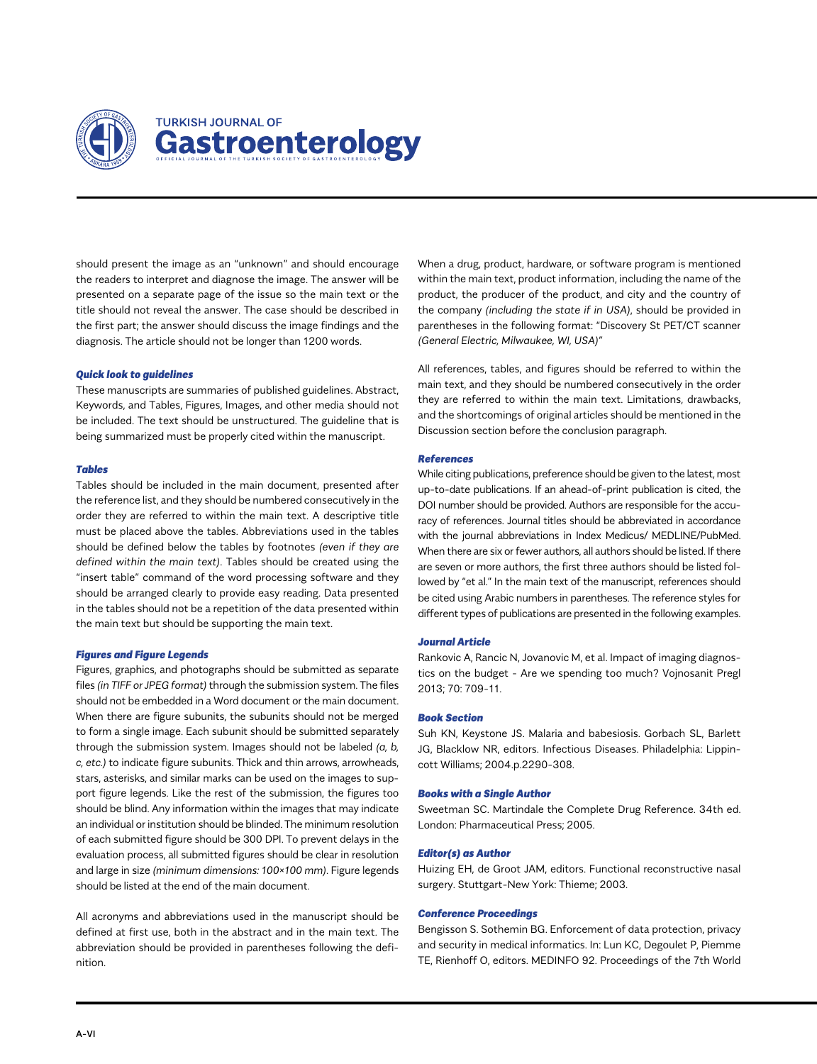should present the image as an "unknown" and should encourage the readers to interpret and diagnose the image. The answer will be presented on a separate page of the issue so the main text or the title should not reveal the answer. The case should be described in the first part; the answer should discuss the image findings and the diagnosis. The article should not be longer than 1200 words.

### *Quick look to guidelines*

These manuscripts are summaries of published guidelines. Abstract, Keywords, and Tables, Figures, Images, and other media should not be included. The text should be unstructured. The guideline that is being summarized must be properly cited within the manuscript.

### *Tables*

Tables should be included in the main document, presented after the reference list, and they should be numbered consecutively in the order they are referred to within the main text. A descriptive title must be placed above the tables. Abbreviations used in the tables should be defined below the tables by footnotes *(even if they are defined within the main text)*. Tables should be created using the "insert table" command of the word processing software and they should be arranged clearly to provide easy reading. Data presented in the tables should not be a repetition of the data presented within the main text but should be supporting the main text.

### *Figures and Figure Legends*

Figures, graphics, and photographs should be submitted as separate files *(in TIFF or JPEG format)* through the submission system. The files should not be embedded in a Word document or the main document. When there are figure subunits, the subunits should not be merged to form a single image. Each subunit should be submitted separately through the submission system. Images should not be labeled *(a, b, c, etc.)* to indicate figure subunits. Thick and thin arrows, arrowheads, stars, asterisks, and similar marks can be used on the images to support figure legends. Like the rest of the submission, the figures too should be blind. Any information within the images that may indicate an individual or institution should be blinded. The minimum resolution of each submitted figure should be 300 DPI. To prevent delays in the evaluation process, all submitted figures should be clear in resolution and large in size *(minimum dimensions: 100×100 mm)*. Figure legends should be listed at the end of the main document.

All acronyms and abbreviations used in the manuscript should be defined at first use, both in the abstract and in the main text. The abbreviation should be provided in parentheses following the definition.

When a drug, product, hardware, or software program is mentioned within the main text, product information, including the name of the product, the producer of the product, and city and the country of the company *(including the state if in USA)*, should be provided in parentheses in the following format: "Discovery St PET/CT scanner *(General Electric, Milwaukee, WI, USA)*"

All references, tables, and figures should be referred to within the main text, and they should be numbered consecutively in the order they are referred to within the main text. Limitations, drawbacks, and the shortcomings of original articles should be mentioned in the Discussion section before the conclusion paragraph.

### *References*

While citing publications, preference should be given to the latest, most up-to-date publications. If an ahead-of-print publication is cited, the DOI number should be provided. Authors are responsible for the accuracy of references. Journal titles should be abbreviated in accordance with the journal abbreviations in Index Medicus/ MEDLINE/PubMed. When there are six or fewer authors, all authors should be listed. If there are seven or more authors, the first three authors should be listed followed by "et al." In the main text of the manuscript, references should be cited using Arabic numbers in parentheses. The reference styles for different types of publications are presented in the following examples.

### *Journal Article*

Rankovic A, Rancic N, Jovanovic M, et al. Impact of imaging diagnostics on the budget - Are we spending too much? Vojnosanit Pregl 2013; 70: 709-11.

### *Book Section*

Suh KN, Keystone JS. Malaria and babesiosis. Gorbach SL, Barlett JG, Blacklow NR, editors. Infectious Diseases. Philadelphia: Lippincott Williams; 2004.p.2290-308.

### *Books with a Single Author*

Sweetman SC. Martindale the Complete Drug Reference. 34th ed. London: Pharmaceutical Press; 2005.

### *Editor(s) as Author*

Huizing EH, de Groot JAM, editors. Functional reconstructive nasal surgery. Stuttgart-New York: Thieme; 2003.

### *Conference Proceedings*

Bengisson S. Sothemin BG. Enforcement of data protection, privacy and security in medical informatics. In: Lun KC, Degoulet P, Piemme TE, Rienhoff O, editors. MEDINFO 92. Proceedings of the 7th World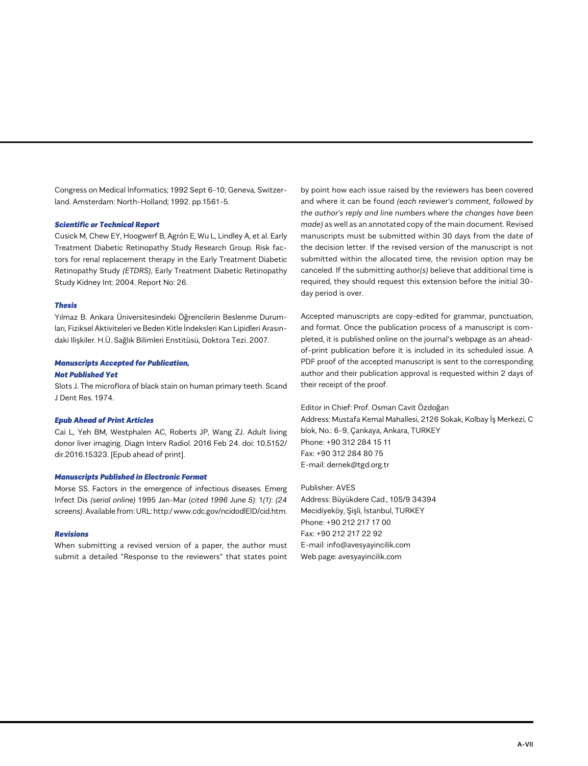Congress on Medical Informatics; 1992 Sept 6-10; Geneva, Switzerland. Amsterdam: North-Holland; 1992. pp.1561-5.

***Scientific or Technical Report***

Cusick M, Chew EY, Hoogwerf B, Agrón E, Wu L, Lindley A, et al. Early Treatment Diabetic Retinopathy Study Research Group. Risk factors for renal replacement therapy in the Early Treatment Diabetic Retinopathy Study *(ETDRS)*, Early Treatment Diabetic Retinopathy Study Kidney Int: 2004. Report No: 26.

***Thesis***

Yılmaz B. Ankara Üniversitesindeki Öğrencilerin Beslenme Durumları, Fiziksel Aktiviteleri ve Beden Kitle İndeksleri Kan Lipidleri Arasındaki Ilişkiler. H.Ü. Sağlık Bilimleri Enstitüsü, Doktora Tezi. 2007.

***Manuscripts Accepted for Publication, Not Published Yet***

Slots J. The microflora of black stain on human primary teeth. Scand J Dent Res. 1974.

***Epub Ahead of Print Articles***

Cai L, Yeh BM, Westphalen AC, Roberts JP, Wang ZJ. Adult living donor liver imaging. Diagn Interv Radiol. 2016 Feb 24. doi: 10.5152/dir.2016.15323. [Epub ahead of print].

***Manuscripts Published in Electronic Format***

Morse SS. Factors in the emergence of infectious diseases. Emerg Infect Dis *(serial online)* 1995 Jan-Mar (*cited 1996 June 5*): 1*(1)*: *(24 screens)*. Available from: URL: http:/ www.cdc.gov/ncidodlEID/cid.htm.

***Revisions***

When submitting a revised version of a paper, the author must submit a detailed "Response to the reviewers" that states point by point how each issue raised by the reviewers has been covered and where it can be found *(each reviewer's comment, followed by the author's reply and line numbers where the changes have been made)* as well as an annotated copy of the main document. Revised manuscripts must be submitted within 30 days from the date of the decision letter. If the revised version of the manuscript is not submitted within the allocated time, the revision option may be canceled. If the submitting author*(s)* believe that additional time is required, they should request this extension before the initial 30-day period is over.

Accepted manuscripts are copy-edited for grammar, punctuation, and format. Once the publication process of a manuscript is completed, it is published online on the journal's webpage as an ahead-of-print publication before it is included in its scheduled issue. A PDF proof of the accepted manuscript is sent to the corresponding author and their publication approval is requested within 2 days of their receipt of the proof.

Editor in Chief: Prof. Osman Cavit Özdoğan
Address: Mustafa Kemal Mahallesi, 2126 Sokak, Kolbay İş Merkezi, C blok, No.: 6-9, Çankaya, Ankara, TURKEY
Phone: +90 312 284 15 11
Fax: +90 312 284 80 75
E-mail: dernek@tgd.org.tr

Publisher: AVES
Address: Büyükdere Cad., 105/9 34394 Mecidiyeköy, Şişli, İstanbul, TURKEY
Phone: +90 212 217 17 00
Fax: +90 212 217 22 92
E-mail: info@avesyayincilik.com
Web page: avesyayincilik.com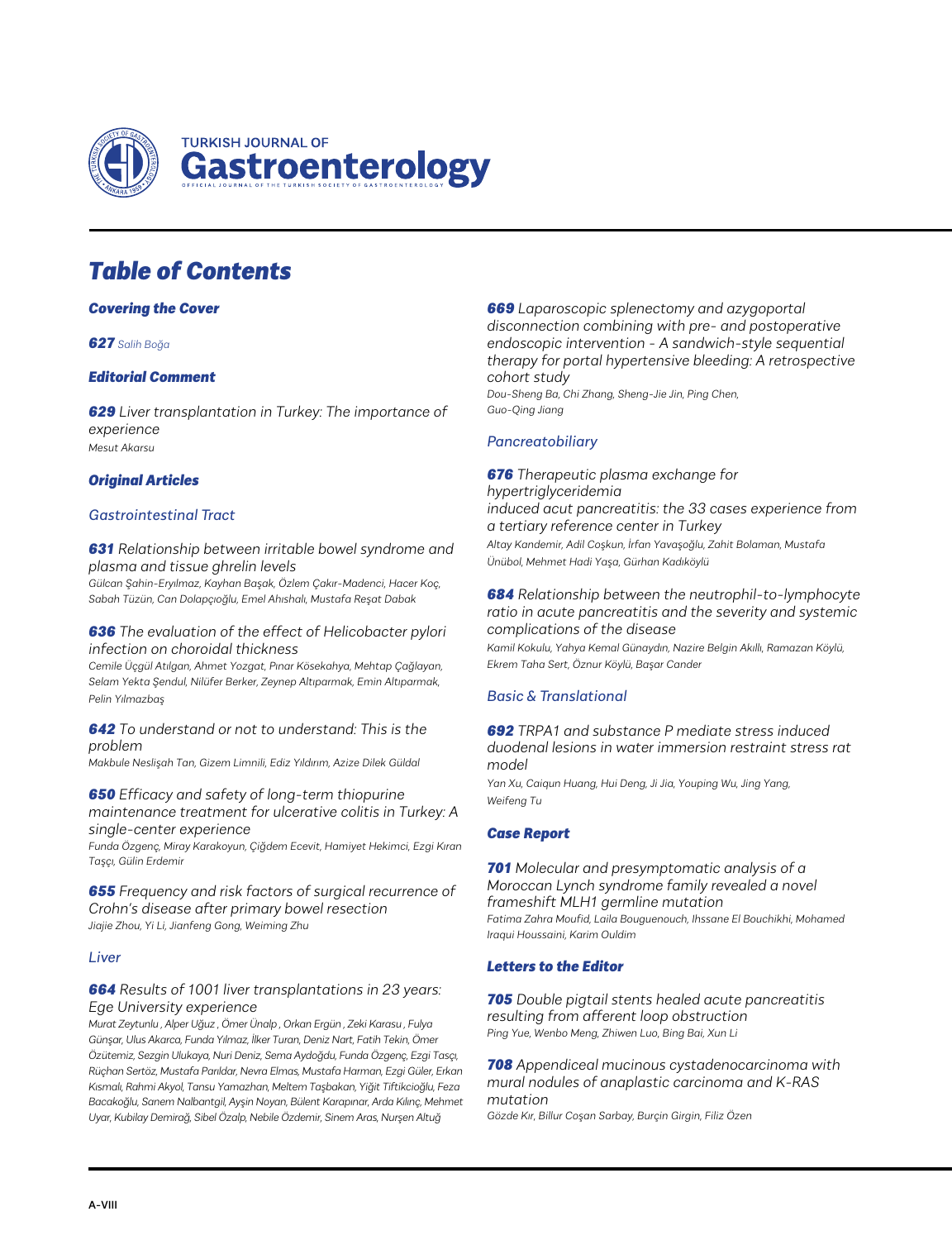# Table of Contents

## Covering the Cover

**627** *Salih Boğa*

## Editorial Comment

**629** *Liver transplantation in Turkey: The importance of experience*
*Mesut Akarsu*

## Original Articles

### Gastrointestinal Tract

**631** *Relationship between irritable bowel syndrome and plasma and tissue ghrelin levels*
*Gülcan Şahin-Eryılmaz, Kayhan Başak, Özlem Çakır-Madenci, Hacer Koç, Sabah Tüzün, Can Dolapçıoğlu, Emel Ahıshalı, Mustafa Reşat Dabak*

**636** *The evaluation of the effect of Helicobacter pylori infection on choroidal thickness*
*Cemile Üçgül Atılgan, Ahmet Yozgat, Pınar Kösekahya, Mehtap Çağlayan, Selam Yekta Şendul, Nilüfer Berker, Zeynep Altıparmak, Emin Altıparmak, Pelin Yılmazbaş*

**642** *To understand or not to understand: This is the problem*
*Makbule Neslişah Tan, Gizem Limnili, Ediz Yıldırım, Azize Dilek Güldal*

**650** *Efficacy and safety of long-term thiopurine maintenance treatment for ulcerative colitis in Turkey: A single-center experience*
*Funda Özgenç, Miray Karakoyun, Çiğdem Ecevit, Hamiyet Hekimci, Ezgi Kıran Taşçı, Gülin Erdemir*

**655** *Frequency and risk factors of surgical recurrence of Crohn's disease after primary bowel resection*
*Jiajie Zhou, Yi Li, Jianfeng Gong, Weiming Zhu*

### Liver

**664** *Results of 1001 liver transplantations in 23 years: Ege University experience*
*Murat Zeytunlu , Alper Uğuz , Ömer Ünalp , Orkan Ergün , Zeki Karasu , Fulya Günşar, Ulus Akarca, Funda Yılmaz, İlker Turan, Deniz Nart, Fatih Tekin, Ömer Özütemiz, Sezgin Ulukaya, Nuri Deniz, Sema Aydoğdu, Funda Özgenç, Ezgi Tasçı, Rüçhan Sertöz, Mustafa Parıldar, Nevra Elmas, Mustafa Harman, Ezgi Güler, Erkan Kısmalı, Rahmi Akyol, Tansu Yamazhan, Meltem Taşbakan, Yiğit Tiftikcioğlu, Feza Bacakoğlu, Sanem Nalbantgil, Ayşin Noyan, Bülent Karapınar, Arda Kılınç, Mehmet Uyar, Kubilay Demirağ, Sibel Özalp, Nebile Özdemir, Sinem Aras, Nurşen Altuğ*

**669** *Laparoscopic splenectomy and azygoportal disconnection combining with pre- and postoperative endoscopic intervention - A sandwich-style sequential therapy for portal hypertensive bleeding: A retrospective cohort study*
*Dou-Sheng Ba, Chi Zhang, Sheng-Jie Jin, Ping Chen, Guo-Qing Jiang*

### Pancreatobiliary

**676** *Therapeutic plasma exchange for hypertriglyceridemia induced acut pancreatitis: the 33 cases experience from a tertiary reference center in Turkey*
*Altay Kandemir, Adil Coşkun, İrfan Yavaşoğlu, Zahit Bolaman, Mustafa Ünübol, Mehmet Hadi Yaşa, Gürhan Kadıköylü*

**684** *Relationship between the neutrophil-to-lymphocyte ratio in acute pancreatitis and the severity and systemic complications of the disease*
*Kamil Kokulu, Yahya Kemal Günaydın, Nazire Belgin Akıllı, Ramazan Köylü, Ekrem Taha Sert, Öznur Köylü, Başar Cander*

### Basic & Translational

**692** *TRPA1 and substance P mediate stress induced duodenal lesions in water immersion restraint stress rat model*
*Yan Xu, Caiqun Huang, Hui Deng, Ji Jia, Youping Wu, Jing Yang, Weifeng Tu*

## Case Report

**701** *Molecular and presymptomatic analysis of a Moroccan Lynch syndrome family revealed a novel frameshift MLH1 germline mutation*
*Fatima Zahra Moufid, Laila Bouguenouch, Ihssane El Bouchikhi, Mohamed Iraqui Houssaini, Karim Ouldim*

## Letters to the Editor

**705** *Double pigtail stents healed acute pancreatitis resulting from afferent loop obstruction*
*Ping Yue, Wenbo Meng, Zhiwen Luo, Bing Bai, Xun Li*

**708** *Appendiceal mucinous cystadenocarcinoma with mural nodules of anaplastic carcinoma and K-RAS mutation*
*Gözde Kır, Billur Coşan Sarbay, Burçin Girgin, Filiz Özen*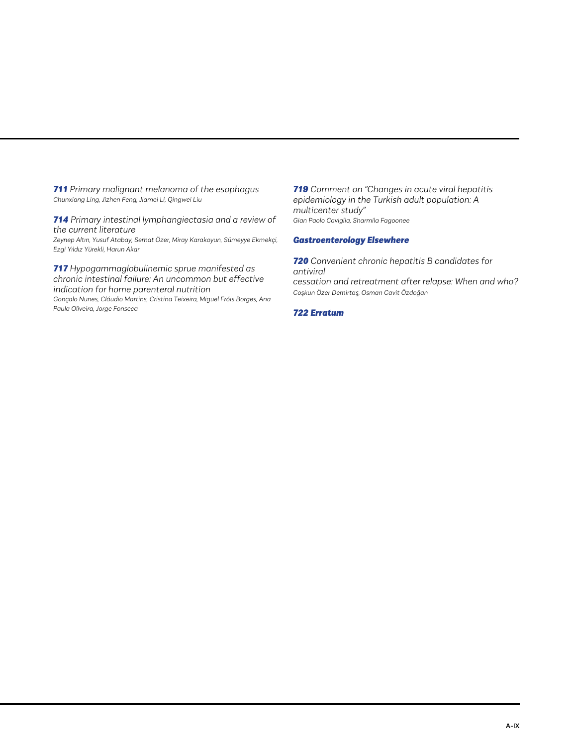**711** *Primary malignant melanoma of the esophagus*
*Chunxiang Ling, Jizhen Feng, Jiamei Li, Qingwei Liu*

**714** *Primary intestinal lymphangiectasia and a review of the current literature*
*Zeynep Altın, Yusuf Atabay, Serhat Özer, Miray Karakoyun, Sümeyye Ekmekçi, Ezgi Yıldız Yürekli, Harun Akar*

**717** *Hypogammaglobulinemic sprue manifested as chronic intestinal failure: An uncommon but effective indication for home parenteral nutrition*
*Gonçalo Nunes, Cláudio Martins, Cristina Teixeira, Miguel Fróis Borges, Ana Paula Oliveira, Jorge Fonseca*

**719** *Comment on "Changes in acute viral hepatitis epidemiology in the Turkish adult population: A multicenter study"*
*Gian Paolo Caviglia, Sharmila Fagoonee*

## Gastroenterology Elsewhere

**720** *Convenient chronic hepatitis B candidates for antiviral cessation and retreatment after relapse: When and who?*
*Coşkun Özer Demirtaş, Osman Cavit Özdoğan*

## 722 Erratum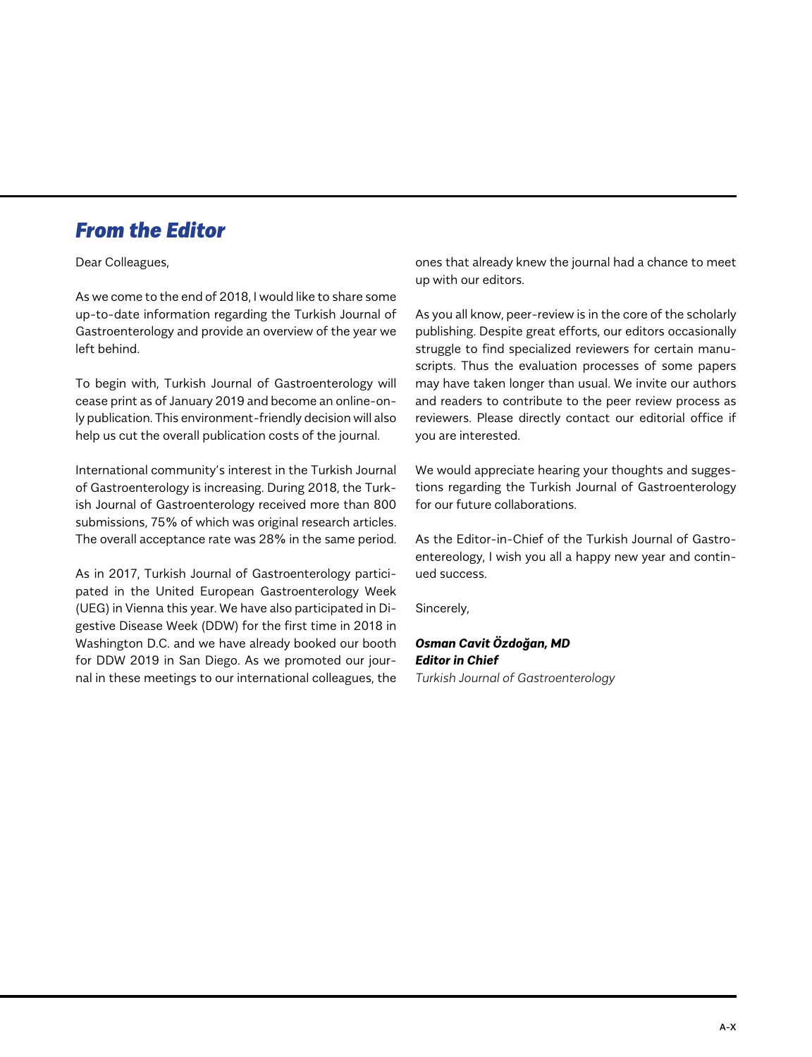## *From the Editor*

Dear Colleagues,

As we come to the end of 2018, I would like to share some up-to-date information regarding the Turkish Journal of Gastroenterology and provide an overview of the year we left behind.

To begin with, Turkish Journal of Gastroenterology will cease print as of January 2019 and become an online-only publication. This environment-friendly decision will also help us cut the overall publication costs of the journal.

International community's interest in the Turkish Journal of Gastroenterology is increasing. During 2018, the Turkish Journal of Gastroenterology received more than 800 submissions, 75% of which was original research articles. The overall acceptance rate was 28% in the same period.

As in 2017, Turkish Journal of Gastroenterology participated in the United European Gastroenterology Week (UEG) in Vienna this year. We have also participated in Digestive Disease Week (DDW) for the first time in 2018 in Washington D.C. and we have already booked our booth for DDW 2019 in San Diego. As we promoted our journal in these meetings to our international colleagues, the ones that already knew the journal had a chance to meet up with our editors.

As you all know, peer-review is in the core of the scholarly publishing. Despite great efforts, our editors occasionally struggle to find specialized reviewers for certain manuscripts. Thus the evaluation processes of some papers may have taken longer than usual. We invite our authors and readers to contribute to the peer review process as reviewers. Please directly contact our editorial office if you are interested.

We would appreciate hearing your thoughts and suggestions regarding the Turkish Journal of Gastroenterology for our future collaborations.

As the Editor-in-Chief of the Turkish Journal of Gastroentereology, I wish you all a happy new year and continued success.

Sincerely,

***Osman Cavit Özdoğan, MD***
***Editor in Chief***
*Turkish Journal of Gastroenterology*